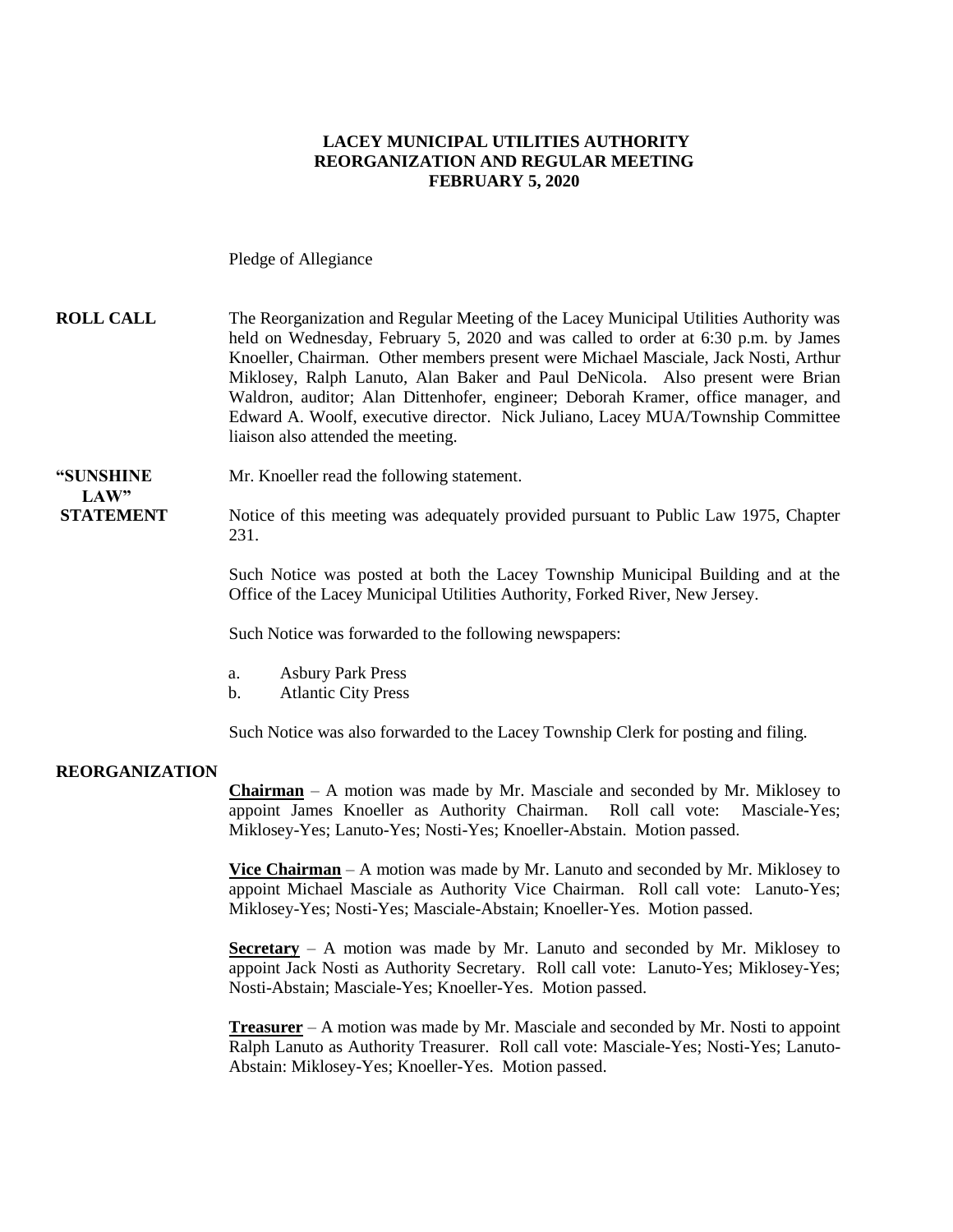# LACEY MUNICIPAL UTILITIES AUTHORITY
# REORGANIZATION AND REGULAR MEETING
# FEBRUARY 5, 2020

Pledge of Allegiance

**ROLL CALL**

The Reorganization and Regular Meeting of the Lacey Municipal Utilities Authority was held on Wednesday, February 5, 2020 and was called to order at 6:30 p.m. by James Knoeller, Chairman. Other members present were Michael Masciale, Jack Nosti, Arthur Miklosey, Ralph Lanuto, Alan Baker and Paul DeNicola. Also present were Brian Waldron, auditor; Alan Dittenhofer, engineer; Deborah Kramer, office manager, and Edward A. Woolf, executive director. Nick Juliano, Lacey MUA/Township Committee liaison also attended the meeting.

**"SUNSHINE LAW" STATEMENT**

Mr. Knoeller read the following statement.

Notice of this meeting was adequately provided pursuant to Public Law 1975, Chapter 231.

Such Notice was posted at both the Lacey Township Municipal Building and at the Office of the Lacey Municipal Utilities Authority, Forked River, New Jersey.

Such Notice was forwarded to the following newspapers:

a. Asbury Park Press
b. Atlantic City Press

Such Notice was also forwarded to the Lacey Township Clerk for posting and filing.

**REORGANIZATION**

**Chairman** – A motion was made by Mr. Masciale and seconded by Mr. Miklosey to appoint James Knoeller as Authority Chairman. Roll call vote: Masciale-Yes; Miklosey-Yes; Lanuto-Yes; Nosti-Yes; Knoeller-Abstain. Motion passed.

**Vice Chairman** – A motion was made by Mr. Lanuto and seconded by Mr. Miklosey to appoint Michael Masciale as Authority Vice Chairman. Roll call vote: Lanuto-Yes; Miklosey-Yes; Nosti-Yes; Masciale-Abstain; Knoeller-Yes. Motion passed.

**Secretary** – A motion was made by Mr. Lanuto and seconded by Mr. Miklosey to appoint Jack Nosti as Authority Secretary. Roll call vote: Lanuto-Yes; Miklosey-Yes; Nosti-Abstain; Masciale-Yes; Knoeller-Yes. Motion passed.

**Treasurer** – A motion was made by Mr. Masciale and seconded by Mr. Nosti to appoint Ralph Lanuto as Authority Treasurer. Roll call vote: Masciale-Yes; Nosti-Yes; Lanuto-Abstain: Miklosey-Yes; Knoeller-Yes. Motion passed.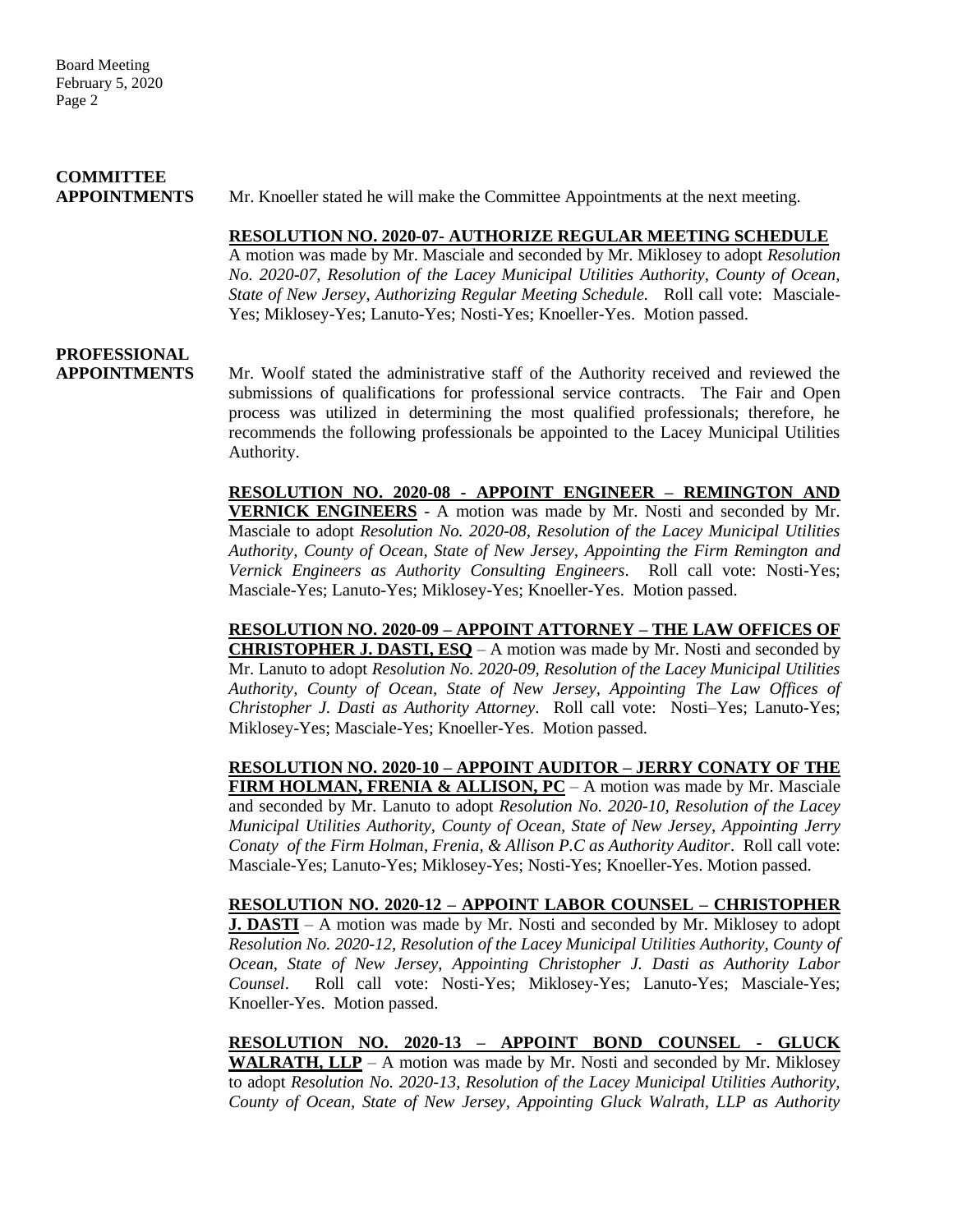**COMMITTEE APPOINTMENTS**

Mr. Knoeller stated he will make the Committee Appointments at the next meeting.

**RESOLUTION NO. 2020-07- AUTHORIZE REGULAR MEETING SCHEDULE**
A motion was made by Mr. Masciale and seconded by Mr. Miklosey to adopt *Resolution No. 2020-07, Resolution of the Lacey Municipal Utilities Authority, County of Ocean, State of New Jersey, Authorizing Regular Meeting Schedule.* Roll call vote: Masciale-Yes; Miklosey-Yes; Lanuto-Yes; Nosti-Yes; Knoeller-Yes. Motion passed.

**PROFESSIONAL APPOINTMENTS**

Mr. Woolf stated the administrative staff of the Authority received and reviewed the submissions of qualifications for professional service contracts. The Fair and Open process was utilized in determining the most qualified professionals; therefore, he recommends the following professionals be appointed to the Lacey Municipal Utilities Authority.

**RESOLUTION NO. 2020-08 - APPOINT ENGINEER – REMINGTON AND VERNICK ENGINEERS** - A motion was made by Mr. Nosti and seconded by Mr. Masciale to adopt *Resolution No. 2020-08, Resolution of the Lacey Municipal Utilities Authority, County of Ocean, State of New Jersey, Appointing the Firm Remington and Vernick Engineers as Authority Consulting Engineers*. Roll call vote: Nosti-Yes; Masciale-Yes; Lanuto-Yes; Miklosey-Yes; Knoeller-Yes. Motion passed.

**RESOLUTION NO. 2020-09 – APPOINT ATTORNEY – THE LAW OFFICES OF CHRISTOPHER J. DASTI, ESQ** – A motion was made by Mr. Nosti and seconded by Mr. Lanuto to adopt *Resolution No. 2020-09, Resolution of the Lacey Municipal Utilities Authority, County of Ocean, State of New Jersey, Appointing The Law Offices of Christopher J. Dasti as Authority Attorney*. Roll call vote: Nosti–Yes; Lanuto-Yes; Miklosey-Yes; Masciale-Yes; Knoeller-Yes. Motion passed.

**RESOLUTION NO. 2020-10 – APPOINT AUDITOR – JERRY CONATY OF THE FIRM HOLMAN, FRENIA & ALLISON, PC** – A motion was made by Mr. Masciale and seconded by Mr. Lanuto to adopt *Resolution No. 2020-10, Resolution of the Lacey Municipal Utilities Authority, County of Ocean, State of New Jersey, Appointing Jerry Conaty of the Firm Holman, Frenia, & Allison P.C as Authority Auditor*. Roll call vote: Masciale-Yes; Lanuto-Yes; Miklosey-Yes; Nosti-Yes; Knoeller-Yes. Motion passed.

**RESOLUTION NO. 2020-12 – APPOINT LABOR COUNSEL – CHRISTOPHER J. DASTI** – A motion was made by Mr. Nosti and seconded by Mr. Miklosey to adopt *Resolution No. 2020-12, Resolution of the Lacey Municipal Utilities Authority, County of Ocean, State of New Jersey, Appointing Christopher J. Dasti as Authority Labor Counsel*. Roll call vote: Nosti-Yes; Miklosey-Yes; Lanuto-Yes; Masciale-Yes; Knoeller-Yes. Motion passed.

**RESOLUTION NO. 2020-13 – APPOINT BOND COUNSEL - GLUCK WALRATH, LLP** – A motion was made by Mr. Nosti and seconded by Mr. Miklosey to adopt *Resolution No. 2020-13, Resolution of the Lacey Municipal Utilities Authority, County of Ocean, State of New Jersey, Appointing Gluck Walrath, LLP as Authority*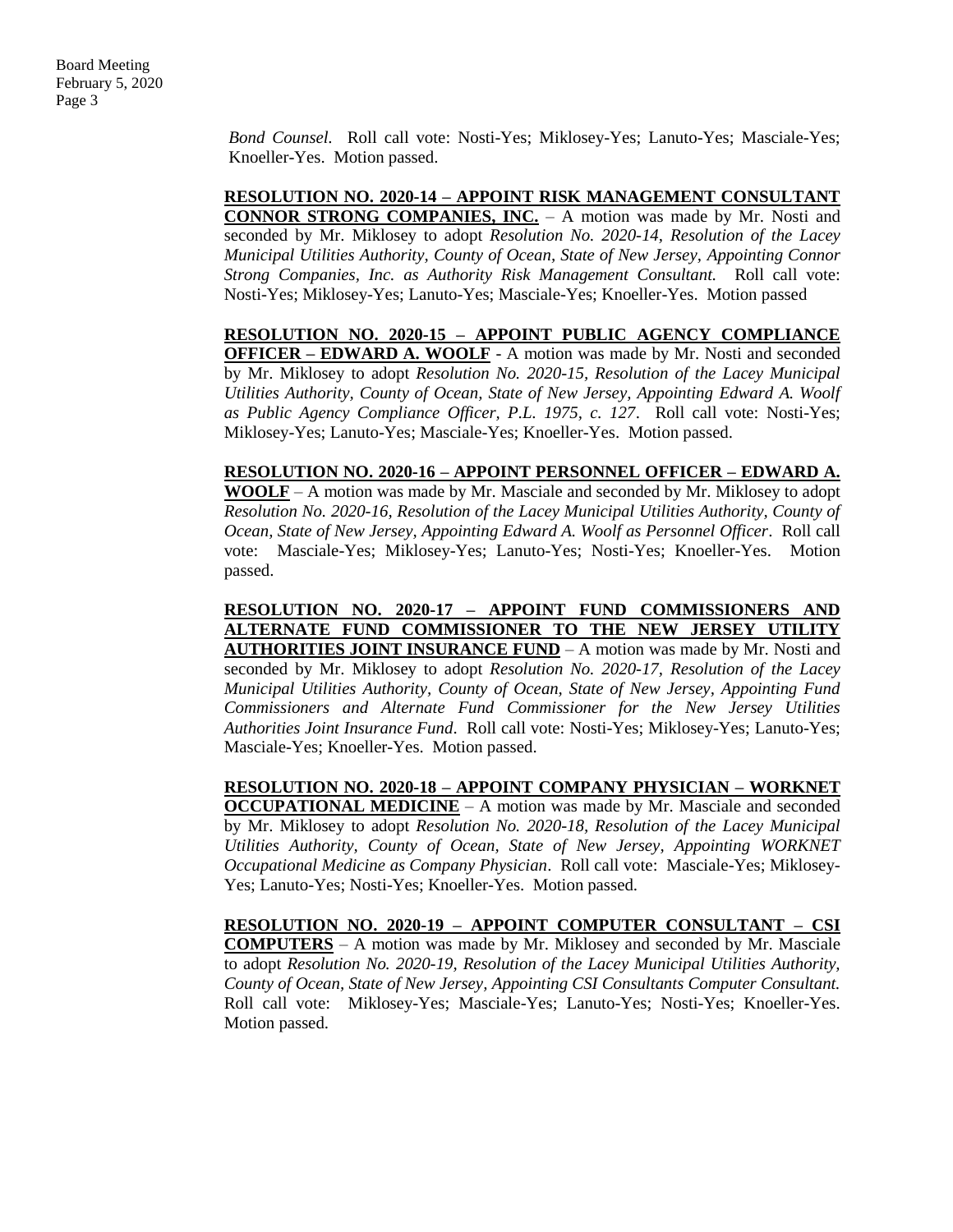*Bond Counsel*. Roll call vote: Nosti-Yes; Miklosey-Yes; Lanuto-Yes; Masciale-Yes; Knoeller-Yes. Motion passed.

**RESOLUTION NO. 2020-14 – APPOINT RISK MANAGEMENT CONSULTANT CONNOR STRONG COMPANIES, INC.** – A motion was made by Mr. Nosti and seconded by Mr. Miklosey to adopt *Resolution No. 2020-14, Resolution of the Lacey Municipal Utilities Authority, County of Ocean, State of New Jersey, Appointing Connor Strong Companies, Inc. as Authority Risk Management Consultant.* Roll call vote: Nosti-Yes; Miklosey-Yes; Lanuto-Yes; Masciale-Yes; Knoeller-Yes. Motion passed

**RESOLUTION NO. 2020-15 – APPOINT PUBLIC AGENCY COMPLIANCE OFFICER – EDWARD A. WOOLF** - A motion was made by Mr. Nosti and seconded by Mr. Miklosey to adopt *Resolution No. 2020-15, Resolution of the Lacey Municipal Utilities Authority, County of Ocean, State of New Jersey, Appointing Edward A. Woolf as Public Agency Compliance Officer, P.L. 1975, c. 127*. Roll call vote: Nosti-Yes; Miklosey-Yes; Lanuto-Yes; Masciale-Yes; Knoeller-Yes. Motion passed.

**RESOLUTION NO. 2020-16 – APPOINT PERSONNEL OFFICER – EDWARD A. WOOLF** – A motion was made by Mr. Masciale and seconded by Mr. Miklosey to adopt *Resolution No. 2020-16, Resolution of the Lacey Municipal Utilities Authority, County of Ocean, State of New Jersey, Appointing Edward A. Woolf as Personnel Officer*. Roll call vote: Masciale-Yes; Miklosey-Yes; Lanuto-Yes; Nosti-Yes; Knoeller-Yes. Motion passed.

**RESOLUTION NO. 2020-17 – APPOINT FUND COMMISSIONERS AND ALTERNATE FUND COMMISSIONER TO THE NEW JERSEY UTILITY AUTHORITIES JOINT INSURANCE FUND** – A motion was made by Mr. Nosti and seconded by Mr. Miklosey to adopt *Resolution No. 2020-17, Resolution of the Lacey Municipal Utilities Authority, County of Ocean, State of New Jersey, Appointing Fund Commissioners and Alternate Fund Commissioner for the New Jersey Utilities Authorities Joint Insurance Fund*. Roll call vote: Nosti-Yes; Miklosey-Yes; Lanuto-Yes; Masciale-Yes; Knoeller-Yes. Motion passed.

**RESOLUTION NO. 2020-18 – APPOINT COMPANY PHYSICIAN – WORKNET OCCUPATIONAL MEDICINE** – A motion was made by Mr. Masciale and seconded by Mr. Miklosey to adopt *Resolution No. 2020-18, Resolution of the Lacey Municipal Utilities Authority, County of Ocean, State of New Jersey, Appointing WORKNET Occupational Medicine as Company Physician*. Roll call vote: Masciale-Yes; Miklosey-Yes; Lanuto-Yes; Nosti-Yes; Knoeller-Yes. Motion passed.

**RESOLUTION NO. 2020-19 – APPOINT COMPUTER CONSULTANT – CSI COMPUTERS** – A motion was made by Mr. Miklosey and seconded by Mr. Masciale to adopt *Resolution No. 2020-19, Resolution of the Lacey Municipal Utilities Authority, County of Ocean, State of New Jersey, Appointing CSI Consultants Computer Consultant.* Roll call vote: Miklosey-Yes; Masciale-Yes; Lanuto-Yes; Nosti-Yes; Knoeller-Yes. Motion passed.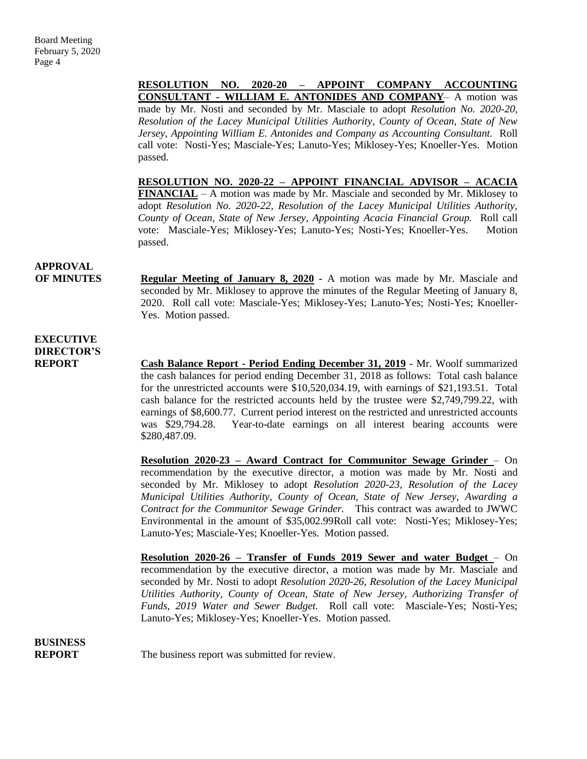**RESOLUTION NO. 2020-20 – APPOINT COMPANY ACCOUNTING CONSULTANT - WILLIAM E. ANTONIDES AND COMPANY**– A motion was made by Mr. Nosti and seconded by Mr. Masciale to adopt *Resolution No. 2020-20, Resolution of the Lacey Municipal Utilities Authority, County of Ocean, State of New Jersey, Appointing William E. Antonides and Company as Accounting Consultant.* Roll call vote: Nosti-Yes; Masciale-Yes; Lanuto-Yes; Miklosey-Yes; Knoeller-Yes. Motion passed.

**RESOLUTION NO. 2020-22 – APPOINT FINANCIAL ADVISOR – ACACIA FINANCIAL** – A motion was made by Mr. Masciale and seconded by Mr. Miklosey to adopt *Resolution No. 2020-22, Resolution of the Lacey Municipal Utilities Authority, County of Ocean, State of New Jersey, Appointing Acacia Financial Group.* Roll call vote: Masciale-Yes; Miklosey-Yes; Lanuto-Yes; Nosti-Yes; Knoeller-Yes. Motion passed.

**APPROVAL OF MINUTES**

**Regular Meeting of January 8, 2020 -** A motion was made by Mr. Masciale and seconded by Mr. Miklosey to approve the minutes of the Regular Meeting of January 8, 2020. Roll call vote: Masciale-Yes; Miklosey-Yes; Lanuto-Yes; Nosti-Yes; Knoeller-Yes. Motion passed.

**EXECUTIVE DIRECTOR'S REPORT**

**Cash Balance Report - Period Ending December 31, 2019** - Mr. Woolf summarized the cash balances for period ending December 31, 2018 as follows: Total cash balance for the unrestricted accounts were $10,520,034.19, with earnings of $21,193.51. Total cash balance for the restricted accounts held by the trustee were $2,749,799.22, with earnings of $8,600.77. Current period interest on the restricted and unrestricted accounts was $29,794.28. Year-to-date earnings on all interest bearing accounts were $280,487.09.

**Resolution 2020-23 – Award Contract for Communitor Sewage Grinder** – On recommendation by the executive director, a motion was made by Mr. Nosti and seconded by Mr. Miklosey to adopt *Resolution 2020-23, Resolution of the Lacey Municipal Utilities Authority, County of Ocean, State of New Jersey, Awarding a Contract for the Communitor Sewage Grinder.* This contract was awarded to JWWC Environmental in the amount of $35,002.99Roll call vote: Nosti-Yes; Miklosey-Yes; Lanuto-Yes; Masciale-Yes; Knoeller-Yes. Motion passed.

**Resolution 2020-26 – Transfer of Funds 2019 Sewer and water Budget** – On recommendation by the executive director, a motion was made by Mr. Masciale and seconded by Mr. Nosti to adopt *Resolution 2020-26, Resolution of the Lacey Municipal Utilities Authority, County of Ocean, State of New Jersey, Authorizing Transfer of Funds, 2019 Water and Sewer Budget.* Roll call vote: Masciale-Yes; Nosti-Yes; Lanuto-Yes; Miklosey-Yes; Knoeller-Yes. Motion passed.

**BUSINESS REPORT**

The business report was submitted for review.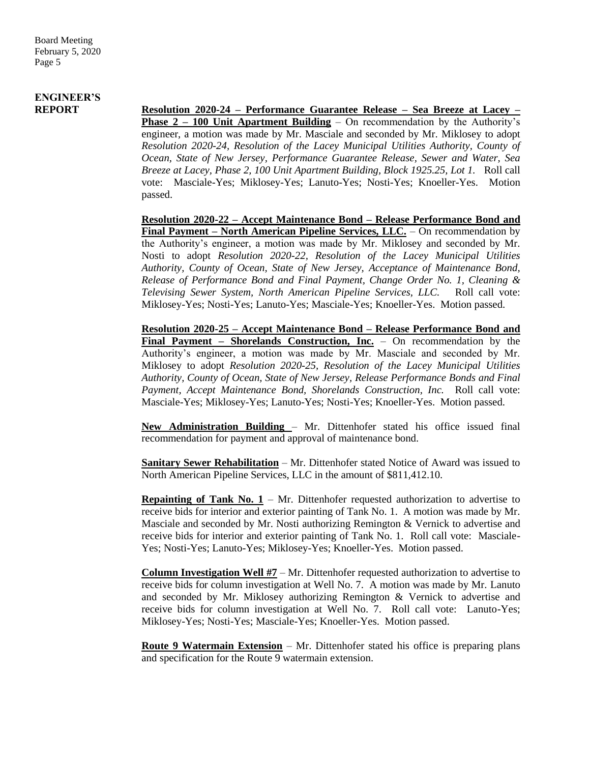## ENGINEER'S REPORT

**Resolution 2020-24 – Performance Guarantee Release – Sea Breeze at Lacey – Phase 2 – 100 Unit Apartment Building** – On recommendation by the Authority's engineer, a motion was made by Mr. Masciale and seconded by Mr. Miklosey to adopt *Resolution 2020-24, Resolution of the Lacey Municipal Utilities Authority, County of Ocean, State of New Jersey, Performance Guarantee Release, Sewer and Water, Sea Breeze at Lacey, Phase 2, 100 Unit Apartment Building, Block 1925.25, Lot 1.* Roll call vote: Masciale-Yes; Miklosey-Yes; Lanuto-Yes; Nosti-Yes; Knoeller-Yes. Motion passed.

**Resolution 2020-22 – Accept Maintenance Bond – Release Performance Bond and Final Payment – North American Pipeline Services, LLC.** – On recommendation by the Authority's engineer, a motion was made by Mr. Miklosey and seconded by Mr. Nosti to adopt *Resolution 2020-22, Resolution of the Lacey Municipal Utilities Authority, County of Ocean, State of New Jersey, Acceptance of Maintenance Bond, Release of Performance Bond and Final Payment, Change Order No. 1, Cleaning & Televising Sewer System, North American Pipeline Services, LLC.* Roll call vote: Miklosey-Yes; Nosti-Yes; Lanuto-Yes; Masciale-Yes; Knoeller-Yes. Motion passed.

**Resolution 2020-25 – Accept Maintenance Bond – Release Performance Bond and Final Payment – Shorelands Construction, Inc.** – On recommendation by the Authority's engineer, a motion was made by Mr. Masciale and seconded by Mr. Miklosey to adopt *Resolution 2020-25, Resolution of the Lacey Municipal Utilities Authority, County of Ocean, State of New Jersey, Release Performance Bonds and Final Payment, Accept Maintenance Bond, Shorelands Construction, Inc.* Roll call vote: Masciale-Yes; Miklosey-Yes; Lanuto-Yes; Nosti-Yes; Knoeller-Yes. Motion passed.

**New Administration Building** – Mr. Dittenhofer stated his office issued final recommendation for payment and approval of maintenance bond.

**Sanitary Sewer Rehabilitation** – Mr. Dittenhofer stated Notice of Award was issued to North American Pipeline Services, LLC in the amount of $811,412.10.

**Repainting of Tank No. 1** – Mr. Dittenhofer requested authorization to advertise to receive bids for interior and exterior painting of Tank No. 1. A motion was made by Mr. Masciale and seconded by Mr. Nosti authorizing Remington & Vernick to advertise and receive bids for interior and exterior painting of Tank No. 1. Roll call vote: Masciale-Yes; Nosti-Yes; Lanuto-Yes; Miklosey-Yes; Knoeller-Yes. Motion passed.

**Column Investigation Well #7** – Mr. Dittenhofer requested authorization to advertise to receive bids for column investigation at Well No. 7. A motion was made by Mr. Lanuto and seconded by Mr. Miklosey authorizing Remington & Vernick to advertise and receive bids for column investigation at Well No. 7. Roll call vote: Lanuto-Yes; Miklosey-Yes; Nosti-Yes; Masciale-Yes; Knoeller-Yes. Motion passed.

**Route 9 Watermain Extension** – Mr. Dittenhofer stated his office is preparing plans and specification for the Route 9 watermain extension.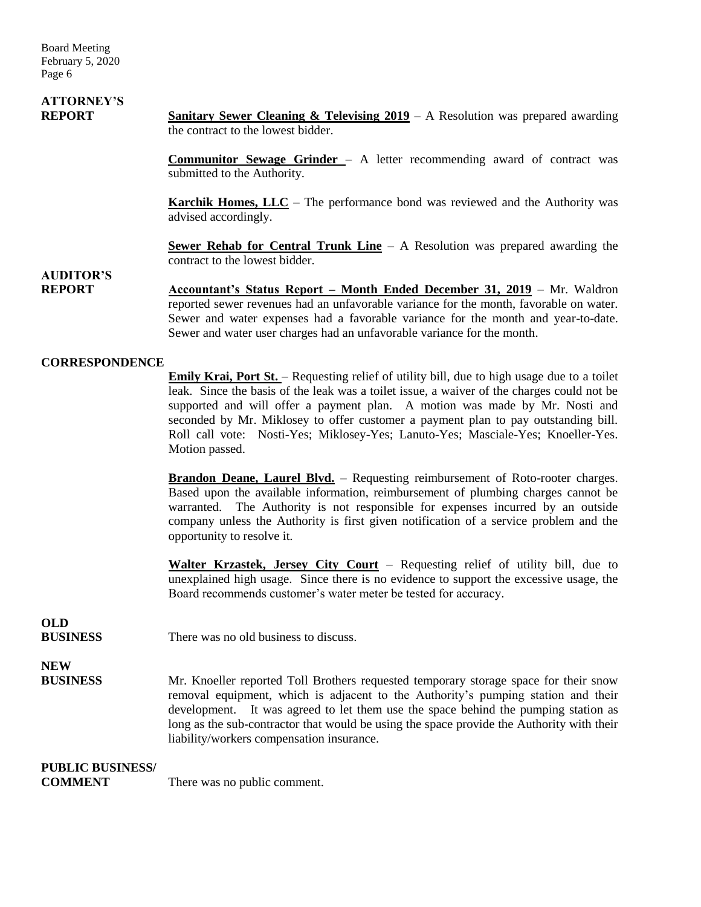**ATTORNEY'S REPORT**

**Sanitary Sewer Cleaning & Televising 2019** – A Resolution was prepared awarding the contract to the lowest bidder.

**Communitor Sewage Grinder** – A letter recommending award of contract was submitted to the Authority.

**Karchik Homes, LLC** – The performance bond was reviewed and the Authority was advised accordingly.

**Sewer Rehab for Central Trunk Line** – A Resolution was prepared awarding the contract to the lowest bidder.

**AUDITOR'S REPORT**

**Accountant's Status Report – Month Ended December 31, 2019** – Mr. Waldron reported sewer revenues had an unfavorable variance for the month, favorable on water. Sewer and water expenses had a favorable variance for the month and year-to-date. Sewer and water user charges had an unfavorable variance for the month.

**CORRESPONDENCE**

**Emily Krai, Port St.** – Requesting relief of utility bill, due to high usage due to a toilet leak. Since the basis of the leak was a toilet issue, a waiver of the charges could not be supported and will offer a payment plan. A motion was made by Mr. Nosti and seconded by Mr. Miklosey to offer customer a payment plan to pay outstanding bill. Roll call vote: Nosti-Yes; Miklosey-Yes; Lanuto-Yes; Masciale-Yes; Knoeller-Yes. Motion passed.

**Brandon Deane, Laurel Blvd.** – Requesting reimbursement of Roto-rooter charges. Based upon the available information, reimbursement of plumbing charges cannot be warranted. The Authority is not responsible for expenses incurred by an outside company unless the Authority is first given notification of a service problem and the opportunity to resolve it.

**Walter Krzastek, Jersey City Court** – Requesting relief of utility bill, due to unexplained high usage. Since there is no evidence to support the excessive usage, the Board recommends customer's water meter be tested for accuracy.

**OLD BUSINESS**

There was no old business to discuss.

**NEW BUSINESS**

Mr. Knoeller reported Toll Brothers requested temporary storage space for their snow removal equipment, which is adjacent to the Authority's pumping station and their development. It was agreed to let them use the space behind the pumping station as long as the sub-contractor that would be using the space provide the Authority with their liability/workers compensation insurance.

**PUBLIC BUSINESS/ COMMENT**

There was no public comment.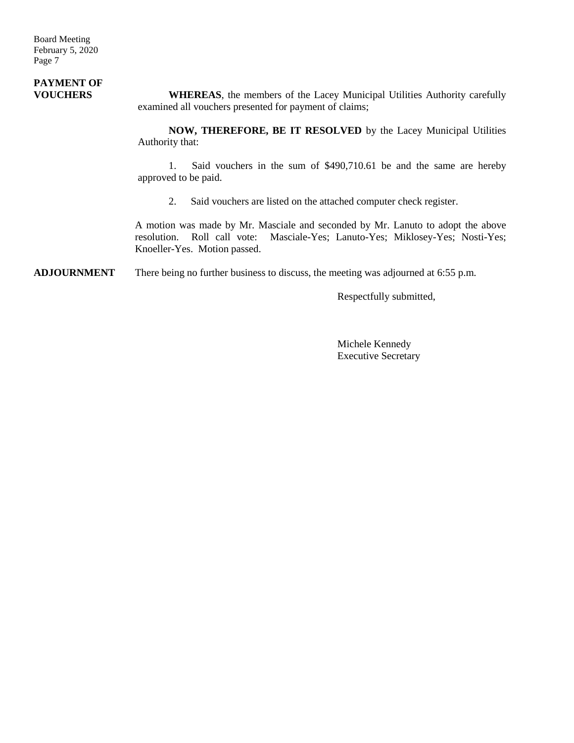**PAYMENT OF VOUCHERS**

**WHEREAS**, the members of the Lacey Municipal Utilities Authority carefully examined all vouchers presented for payment of claims;

**NOW, THEREFORE, BE IT RESOLVED** by the Lacey Municipal Utilities Authority that:

1. Said vouchers in the sum of $490,710.61 be and the same are hereby approved to be paid.

2. Said vouchers are listed on the attached computer check register.

A motion was made by Mr. Masciale and seconded by Mr. Lanuto to adopt the above resolution. Roll call vote: Masciale-Yes; Lanuto-Yes; Miklosey-Yes; Nosti-Yes; Knoeller-Yes. Motion passed.

**ADJOURNMENT** There being no further business to discuss, the meeting was adjourned at 6:55 p.m.

Respectfully submitted,

Michele Kennedy
Executive Secretary